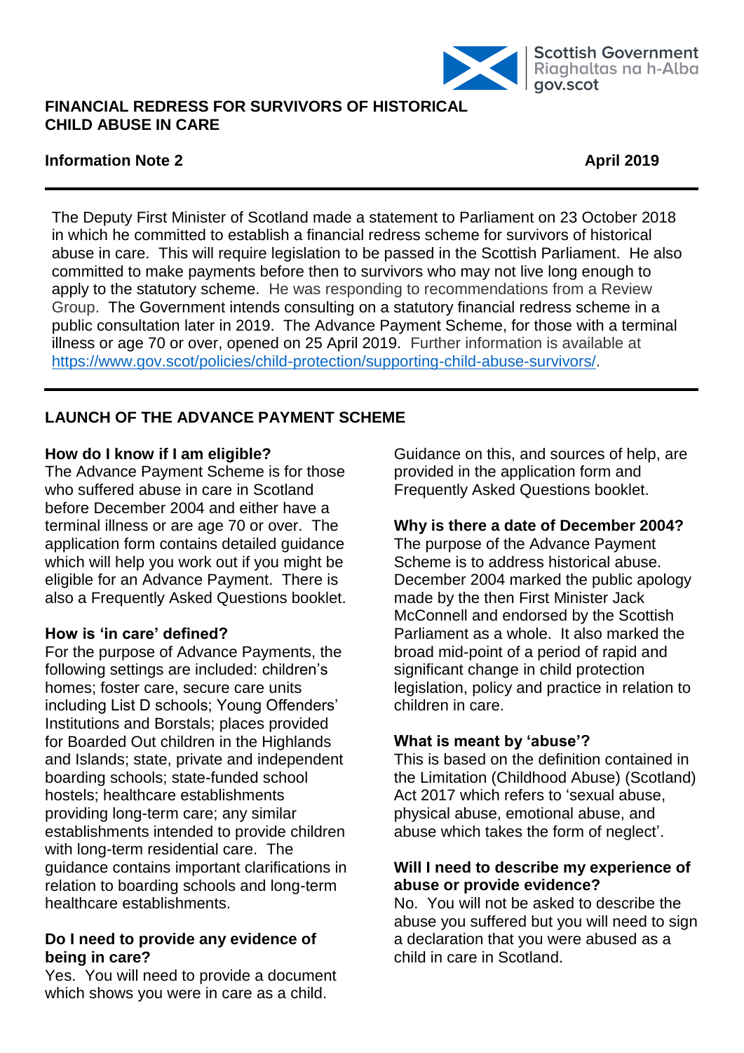Scottish Government
Riaghaltas na h-Alba
gov.scot

# FINANCIAL REDRESS FOR SURVIVORS OF HISTORICAL CHILD ABUSE IN CARE

**Information Note 2** **April 2019**

The Deputy First Minister of Scotland made a statement to Parliament on 23 October 2018 in which he committed to establish a financial redress scheme for survivors of historical abuse in care. This will require legislation to be passed in the Scottish Parliament. He also committed to make payments before then to survivors who may not live long enough to apply to the statutory scheme. He was responding to recommendations from a Review Group. The Government intends consulting on a statutory financial redress scheme in a public consultation later in 2019. The Advance Payment Scheme, for those with a terminal illness or age 70 or over, opened on 25 April 2019. Further information is available at https://www.gov.scot/policies/child-protection/supporting-child-abuse-survivors/.

## LAUNCH OF THE ADVANCE PAYMENT SCHEME

### How do I know if I am eligible?

The Advance Payment Scheme is for those who suffered abuse in care in Scotland before December 2004 and either have a terminal illness or are age 70 or over. The application form contains detailed guidance which will help you work out if you might be eligible for an Advance Payment. There is also a Frequently Asked Questions booklet.

### How is 'in care' defined?

For the purpose of Advance Payments, the following settings are included: children's homes; foster care, secure care units including List D schools; Young Offenders' Institutions and Borstals; places provided for Boarded Out children in the Highlands and Islands; state, private and independent boarding schools; state-funded school hostels; healthcare establishments providing long-term care; any similar establishments intended to provide children with long-term residential care. The guidance contains important clarifications in relation to boarding schools and long-term healthcare establishments.

### Do I need to provide any evidence of being in care?

Yes. You will need to provide a document which shows you were in care as a child. Guidance on this, and sources of help, are provided in the application form and Frequently Asked Questions booklet.

### Why is there a date of December 2004?

The purpose of the Advance Payment Scheme is to address historical abuse. December 2004 marked the public apology made by the then First Minister Jack McConnell and endorsed by the Scottish Parliament as a whole. It also marked the broad mid-point of a period of rapid and significant change in child protection legislation, policy and practice in relation to children in care.

### What is meant by 'abuse'?

This is based on the definition contained in the Limitation (Childhood Abuse) (Scotland) Act 2017 which refers to 'sexual abuse, physical abuse, emotional abuse, and abuse which takes the form of neglect'.

### Will I need to describe my experience of abuse or provide evidence?

No. You will not be asked to describe the abuse you suffered but you will need to sign a declaration that you were abused as a child in care in Scotland.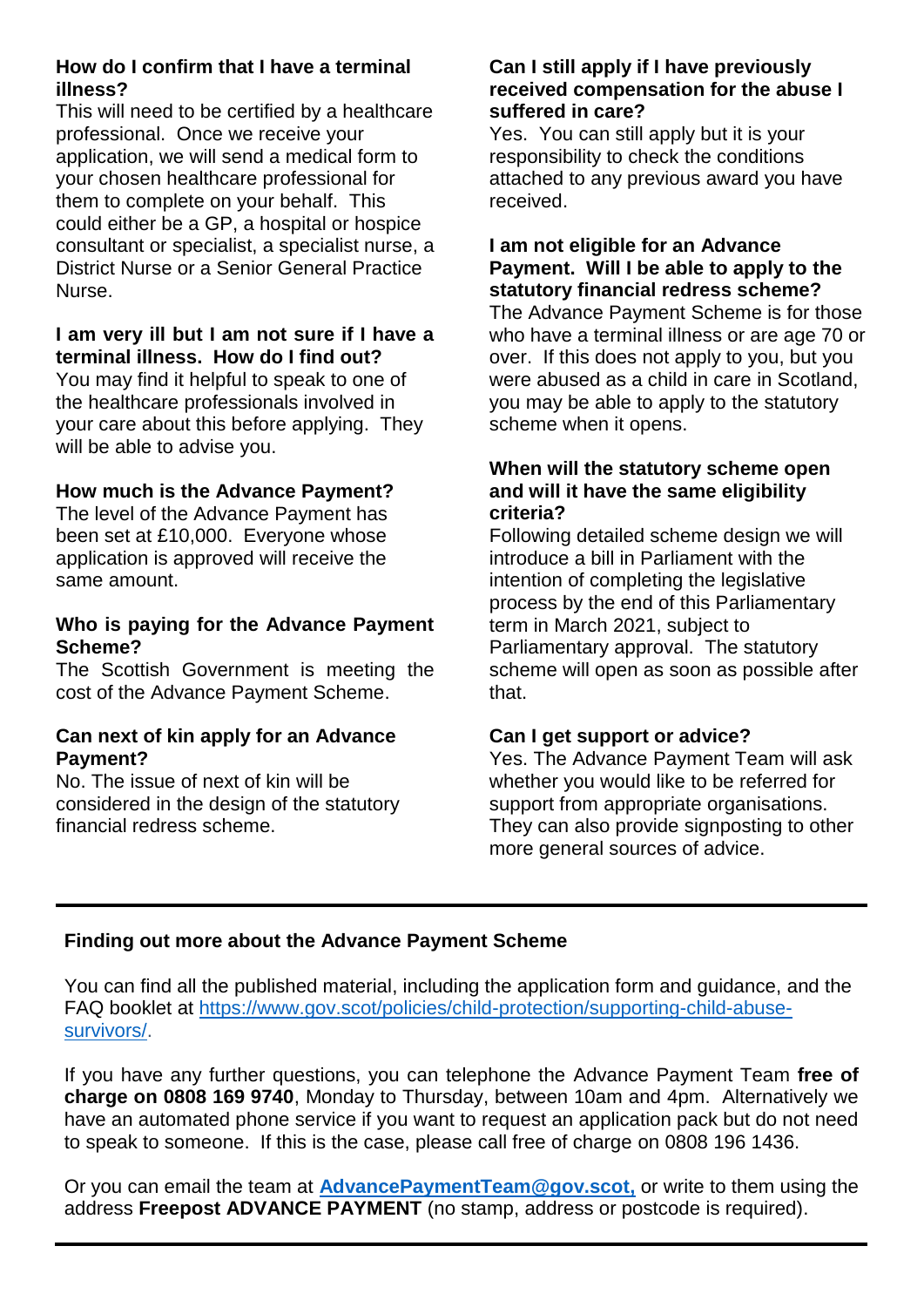**How do I confirm that I have a terminal illness?**

This will need to be certified by a healthcare professional. Once we receive your application, we will send a medical form to your chosen healthcare professional for them to complete on your behalf. This could either be a GP, a hospital or hospice consultant or specialist, a specialist nurse, a District Nurse or a Senior General Practice Nurse.

**I am very ill but I am not sure if I have a terminal illness. How do I find out?**

You may find it helpful to speak to one of the healthcare professionals involved in your care about this before applying. They will be able to advise you.

**How much is the Advance Payment?**

The level of the Advance Payment has been set at £10,000. Everyone whose application is approved will receive the same amount.

**Who is paying for the Advance Payment Scheme?**

The Scottish Government is meeting the cost of the Advance Payment Scheme.

**Can next of kin apply for an Advance Payment?**

No. The issue of next of kin will be considered in the design of the statutory financial redress scheme.

**Can I still apply if I have previously received compensation for the abuse I suffered in care?**

Yes. You can still apply but it is your responsibility to check the conditions attached to any previous award you have received.

**I am not eligible for an Advance Payment. Will I be able to apply to the statutory financial redress scheme?**

The Advance Payment Scheme is for those who have a terminal illness or are age 70 or over. If this does not apply to you, but you were abused as a child in care in Scotland, you may be able to apply to the statutory scheme when it opens.

**When will the statutory scheme open and will it have the same eligibility criteria?**

Following detailed scheme design we will introduce a bill in Parliament with the intention of completing the legislative process by the end of this Parliamentary term in March 2021, subject to Parliamentary approval. The statutory scheme will open as soon as possible after that.

**Can I get support or advice?**

Yes. The Advance Payment Team will ask whether you would like to be referred for support from appropriate organisations. They can also provide signposting to other more general sources of advice.

---

**Finding out more about the Advance Payment Scheme**

You can find all the published material, including the application form and guidance, and the FAQ booklet at https://www.gov.scot/policies/child-protection/supporting-child-abuse-survivors/.

If you have any further questions, you can telephone the Advance Payment Team **free of charge on 0808 169 9740**, Monday to Thursday, between 10am and 4pm. Alternatively we have an automated phone service if you want to request an application pack but do not need to speak to someone. If this is the case, please call free of charge on 0808 196 1436.

Or you can email the team at **AdvancePaymentTeam@gov.scot,** or write to them using the address **Freepost ADVANCE PAYMENT** (no stamp, address or postcode is required).

---